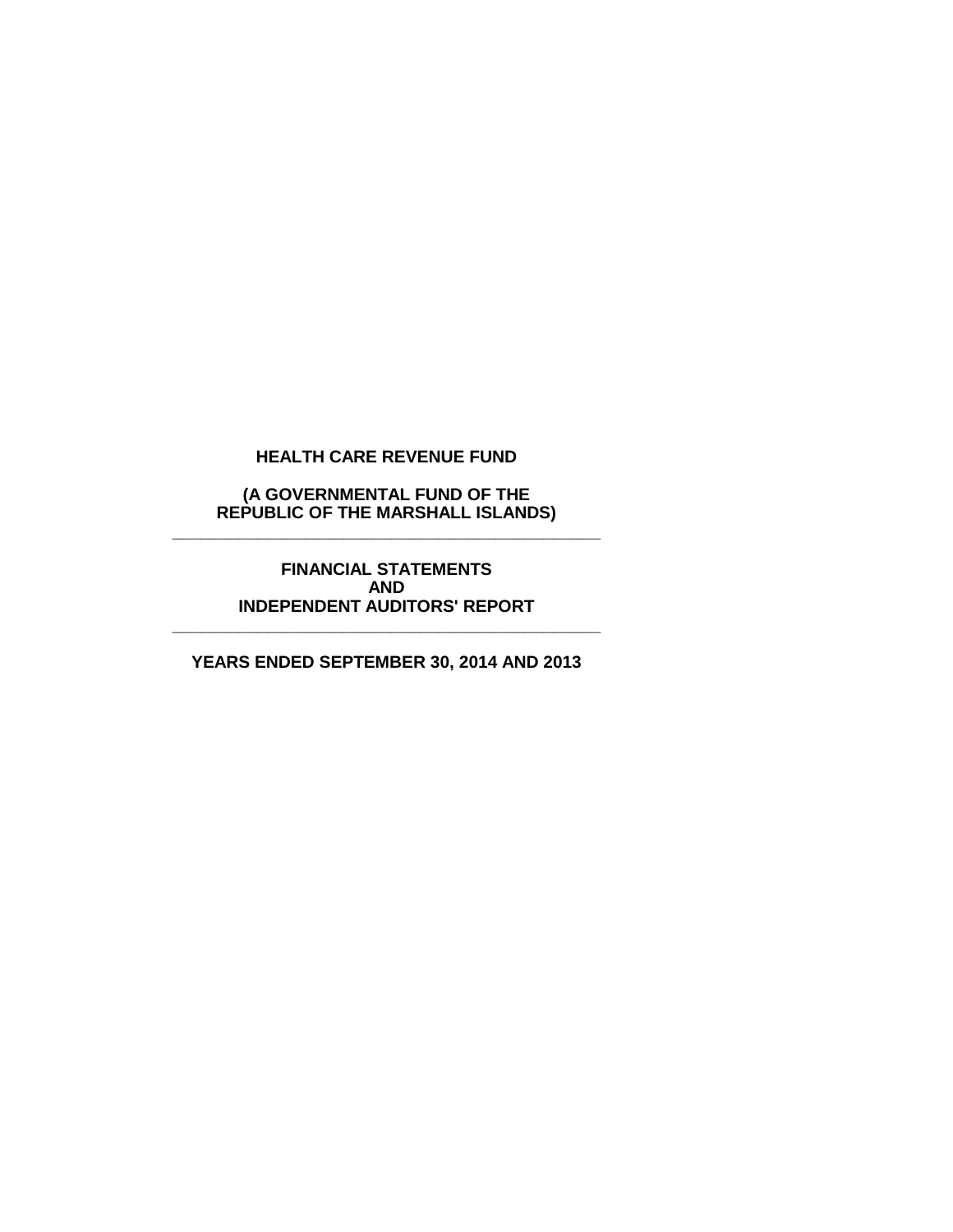# HEALTH CARE REVENUE FUND

**(A GOVERNMENTAL FUND OF THE REPUBLIC OF THE MARSHALL ISLANDS)**

---

**FINANCIAL STATEMENTS AND INDEPENDENT AUDITORS' REPORT**

---

**YEARS ENDED SEPTEMBER 30, 2014 AND 2013**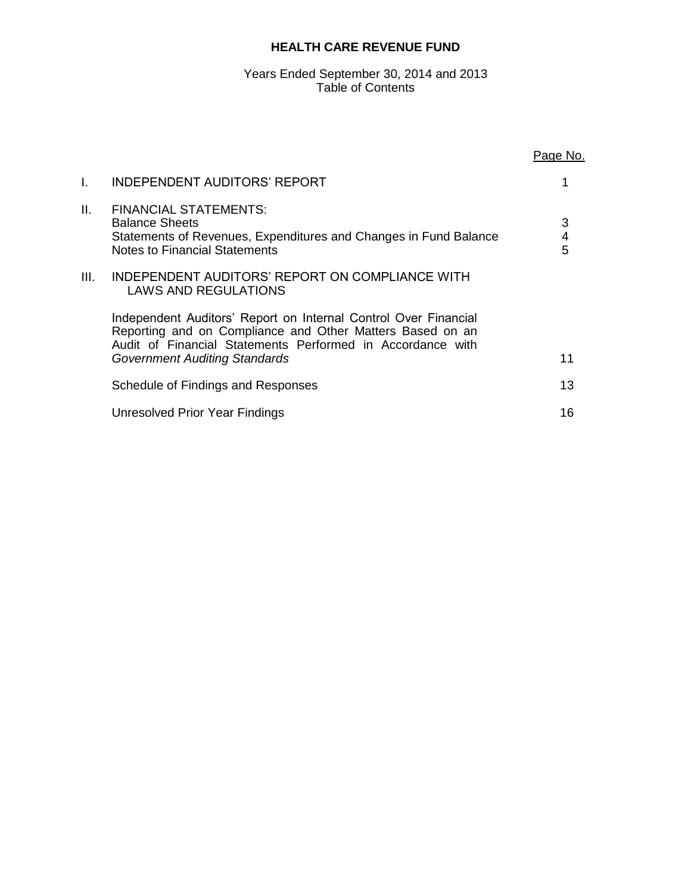# HEALTH CARE REVENUE FUND

Years Ended September 30, 2014 and 2013
Table of Contents

| | | Page No. |
|---|---|---|
| I. | INDEPENDENT AUDITORS' REPORT | 1 |
| II. | FINANCIAL STATEMENTS: | |
| | Balance Sheets | 3 |
| | Statements of Revenues, Expenditures and Changes in Fund Balance | 4 |
| | Notes to Financial Statements | 5 |
| III. | INDEPENDENT AUDITORS' REPORT ON COMPLIANCE WITH LAWS AND REGULATIONS | |
| | Independent Auditors' Report on Internal Control Over Financial Reporting and on Compliance and Other Matters Based on an Audit of Financial Statements Performed in Accordance with *Government Auditing Standards* | 11 |
| | Schedule of Findings and Responses | 13 |
| | Unresolved Prior Year Findings | 16 |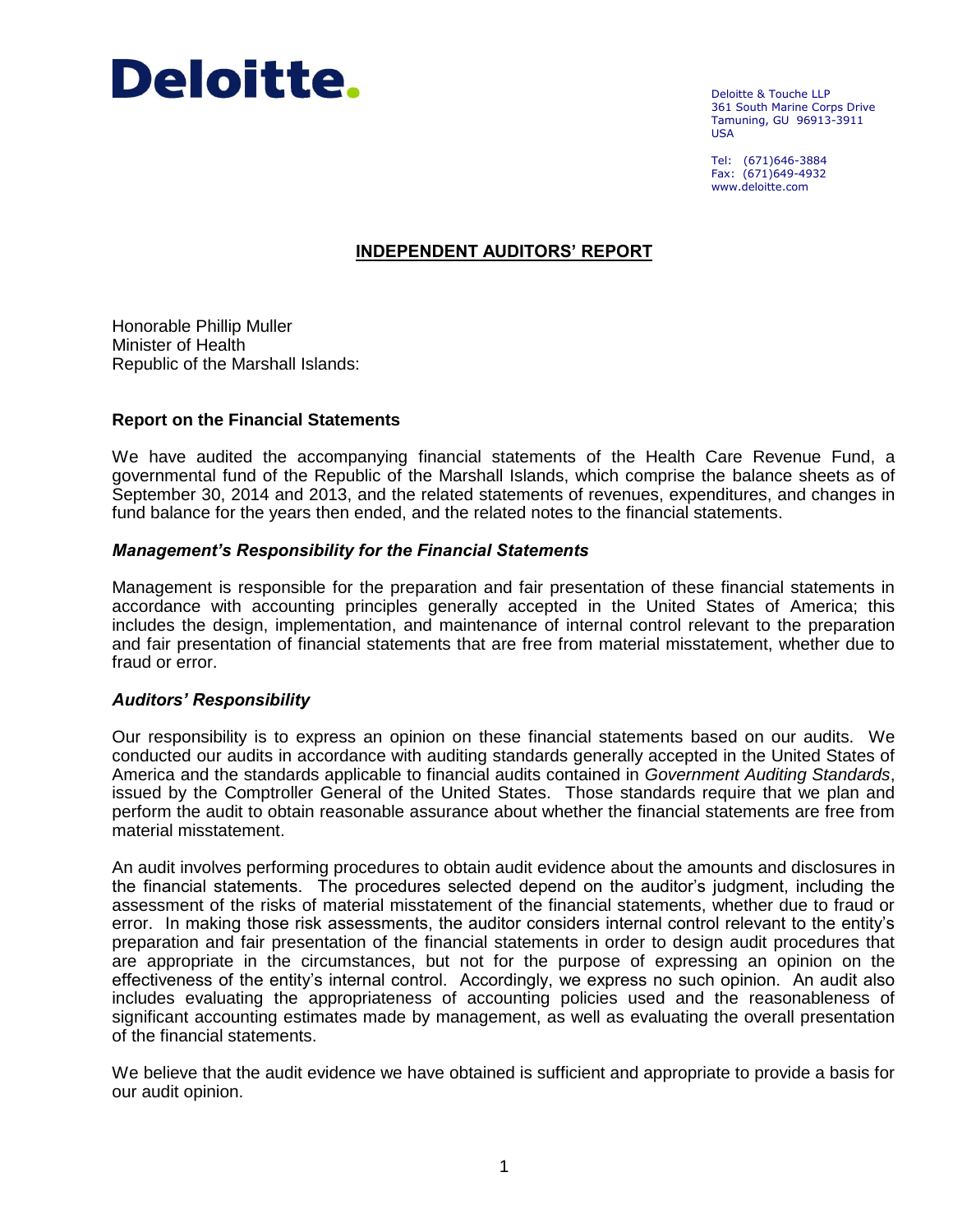Deloitte.

Deloitte & Touche LLP
361 South Marine Corps Drive
Tamuning, GU 96913-3911
USA

Tel: (671)646-3884
Fax: (671)649-4932
www.deloitte.com

## INDEPENDENT AUDITORS' REPORT

Honorable Phillip Muller
Minister of Health
Republic of the Marshall Islands:

### Report on the Financial Statements

We have audited the accompanying financial statements of the Health Care Revenue Fund, a governmental fund of the Republic of the Marshall Islands, which comprise the balance sheets as of September 30, 2014 and 2013, and the related statements of revenues, expenditures, and changes in fund balance for the years then ended, and the related notes to the financial statements.

### *Management's Responsibility for the Financial Statements*

Management is responsible for the preparation and fair presentation of these financial statements in accordance with accounting principles generally accepted in the United States of America; this includes the design, implementation, and maintenance of internal control relevant to the preparation and fair presentation of financial statements that are free from material misstatement, whether due to fraud or error.

### *Auditors' Responsibility*

Our responsibility is to express an opinion on these financial statements based on our audits. We conducted our audits in accordance with auditing standards generally accepted in the United States of America and the standards applicable to financial audits contained in *Government Auditing Standards*, issued by the Comptroller General of the United States. Those standards require that we plan and perform the audit to obtain reasonable assurance about whether the financial statements are free from material misstatement.

An audit involves performing procedures to obtain audit evidence about the amounts and disclosures in the financial statements. The procedures selected depend on the auditor's judgment, including the assessment of the risks of material misstatement of the financial statements, whether due to fraud or error. In making those risk assessments, the auditor considers internal control relevant to the entity's preparation and fair presentation of the financial statements in order to design audit procedures that are appropriate in the circumstances, but not for the purpose of expressing an opinion on the effectiveness of the entity's internal control. Accordingly, we express no such opinion. An audit also includes evaluating the appropriateness of accounting policies used and the reasonableness of significant accounting estimates made by management, as well as evaluating the overall presentation of the financial statements.

We believe that the audit evidence we have obtained is sufficient and appropriate to provide a basis for our audit opinion.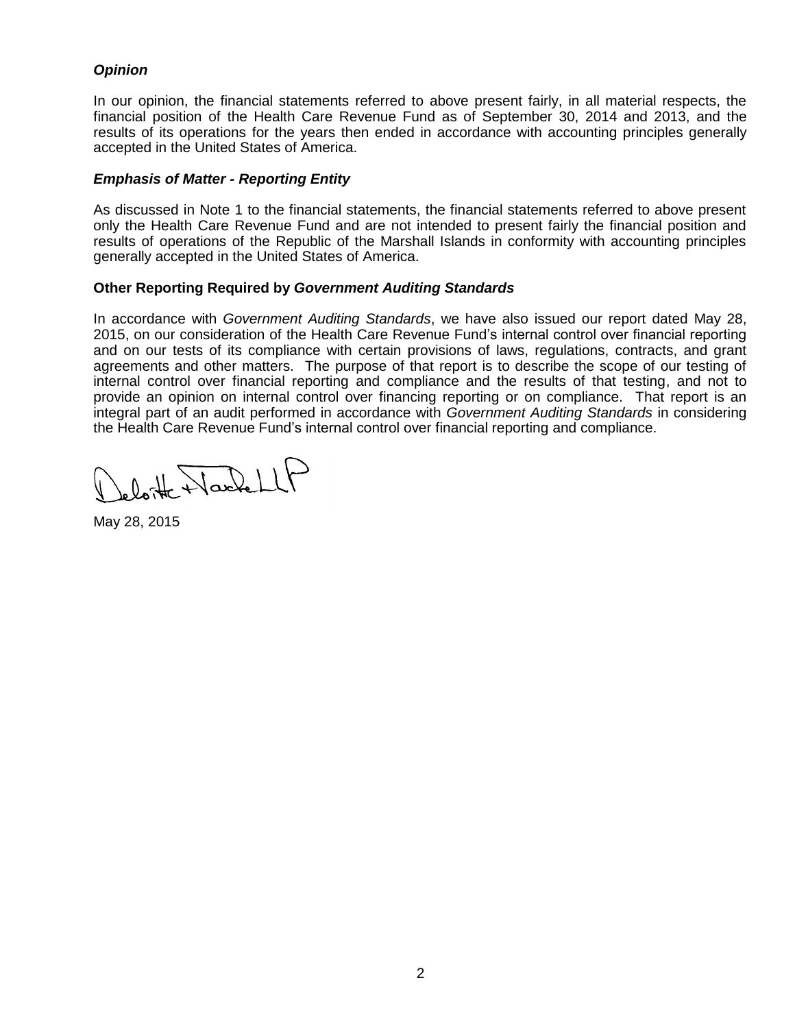### *Opinion*

In our opinion, the financial statements referred to above present fairly, in all material respects, the financial position of the Health Care Revenue Fund as of September 30, 2014 and 2013, and the results of its operations for the years then ended in accordance with accounting principles generally accepted in the United States of America.

### *Emphasis of Matter - Reporting Entity*

As discussed in Note 1 to the financial statements, the financial statements referred to above present only the Health Care Revenue Fund and are not intended to present fairly the financial position and results of operations of the Republic of the Marshall Islands in conformity with accounting principles generally accepted in the United States of America.

### Other Reporting Required by *Government Auditing Standards*

In accordance with *Government Auditing Standards*, we have also issued our report dated May 28, 2015, on our consideration of the Health Care Revenue Fund's internal control over financial reporting and on our tests of its compliance with certain provisions of laws, regulations, contracts, and grant agreements and other matters. The purpose of that report is to describe the scope of our testing of internal control over financial reporting and compliance and the results of that testing, and not to provide an opinion on internal control over financing reporting or on compliance. That report is an integral part of an audit performed in accordance with *Government Auditing Standards* in considering the Health Care Revenue Fund's internal control over financial reporting and compliance.

Deloitte + Touche LLP

May 28, 2015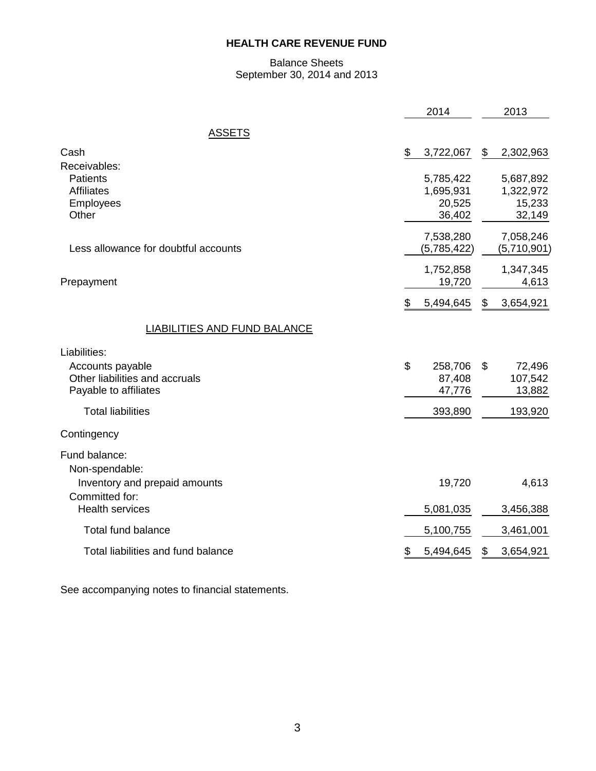**HEALTH CARE REVENUE FUND**

Balance Sheets
September 30, 2014 and 2013

| | 2014 | 2013 |
|---|---|---|
| **ASSETS** | | |
| Cash | $ 3,722,067 | $ 2,302,963 |
| Receivables: | | |
| Patients | 5,785,422 | 5,687,892 |
| Affiliates | 1,695,931 | 1,322,972 |
| Employees | 20,525 | 15,233 |
| Other | 36,402 | 32,149 |
| | 7,538,280 | 7,058,246 |
| Less allowance for doubtful accounts | (5,785,422) | (5,710,901) |
| | 1,752,858 | 1,347,345 |
| Prepayment | 19,720 | 4,613 |
| | $ 5,494,645 | $ 3,654,921 |
| **LIABILITIES AND FUND BALANCE** | | |
| Liabilities: | | |
| Accounts payable | $ 258,706 | $ 72,496 |
| Other liabilities and accruals | 87,408 | 107,542 |
| Payable to affiliates | 47,776 | 13,882 |
| Total liabilities | 393,890 | 193,920 |
| Contingency | | |
| Fund balance: | | |
| Non-spendable: | | |
| Inventory and prepaid amounts | 19,720 | 4,613 |
| Committed for: | | |
| Health services | 5,081,035 | 3,456,388 |
| Total fund balance | 5,100,755 | 3,461,001 |
| Total liabilities and fund balance | $ 5,494,645 | $ 3,654,921 |

See accompanying notes to financial statements.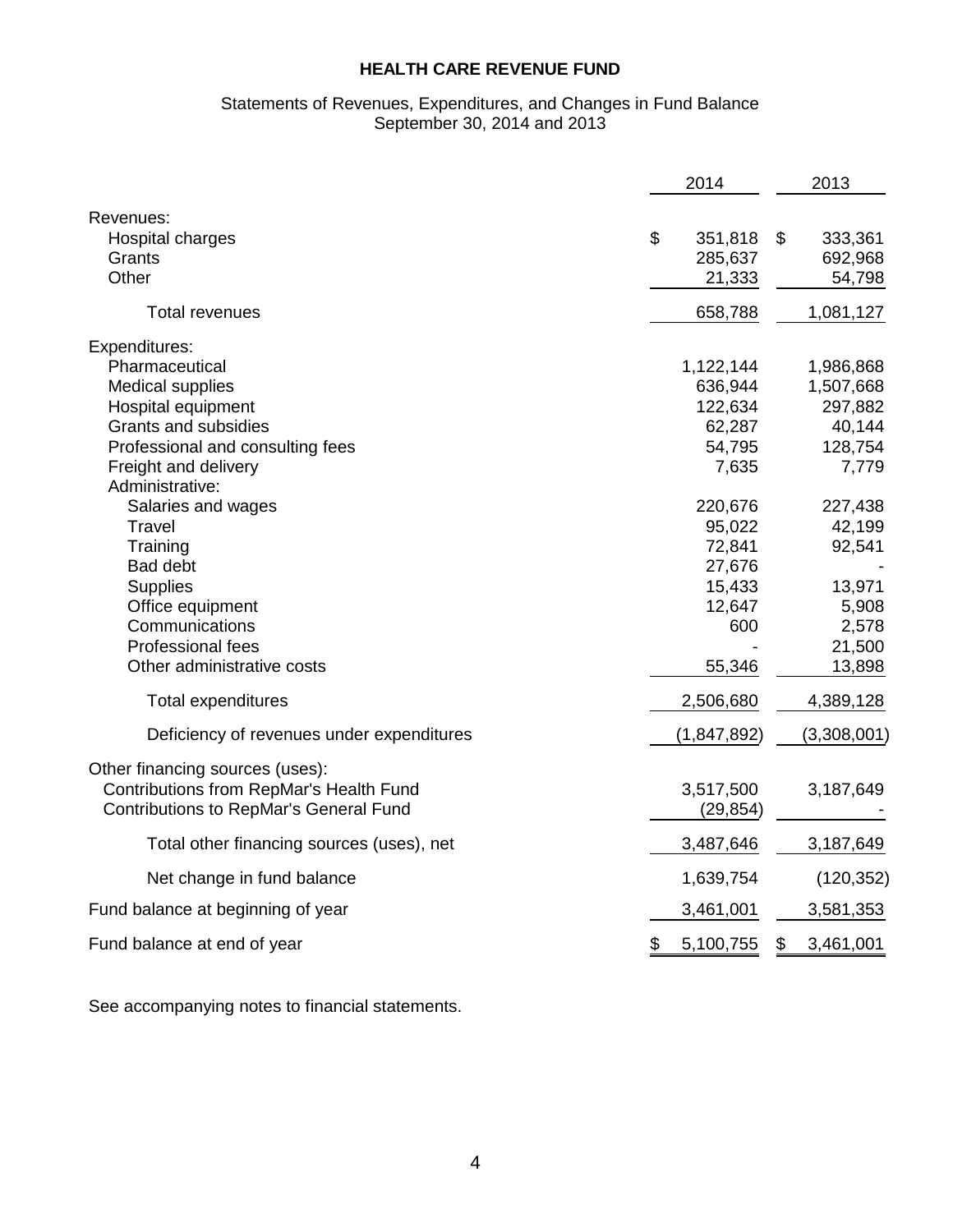# HEALTH CARE REVENUE FUND

Statements of Revenues, Expenditures, and Changes in Fund Balance
September 30, 2014 and 2013

| | 2014 | 2013 |
|---|---|---|
| Revenues: | | |
| Hospital charges | $ 351,818 | $ 333,361 |
| Grants | 285,637 | 692,968 |
| Other | 21,333 | 54,798 |
| Total revenues | 658,788 | 1,081,127 |
| Expenditures: | | |
| Pharmaceutical | 1,122,144 | 1,986,868 |
| Medical supplies | 636,944 | 1,507,668 |
| Hospital equipment | 122,634 | 297,882 |
| Grants and subsidies | 62,287 | 40,144 |
| Professional and consulting fees | 54,795 | 128,754 |
| Freight and delivery | 7,635 | 7,779 |
| Administrative: | | |
| Salaries and wages | 220,676 | 227,438 |
| Travel | 95,022 | 42,199 |
| Training | 72,841 | 92,541 |
| Bad debt | 27,676 | - |
| Supplies | 15,433 | 13,971 |
| Office equipment | 12,647 | 5,908 |
| Communications | 600 | 2,578 |
| Professional fees | - | 21,500 |
| Other administrative costs | 55,346 | 13,898 |
| Total expenditures | 2,506,680 | 4,389,128 |
| Deficiency of revenues under expenditures | (1,847,892) | (3,308,001) |
| Other financing sources (uses): | | |
| Contributions from RepMar's Health Fund | 3,517,500 | 3,187,649 |
| Contributions to RepMar's General Fund | (29,854) | - |
| Total other financing sources (uses), net | 3,487,646 | 3,187,649 |
| Net change in fund balance | 1,639,754 | (120,352) |
| Fund balance at beginning of year | 3,461,001 | 3,581,353 |
| Fund balance at end of year | $ 5,100,755 | $ 3,461,001 |

See accompanying notes to financial statements.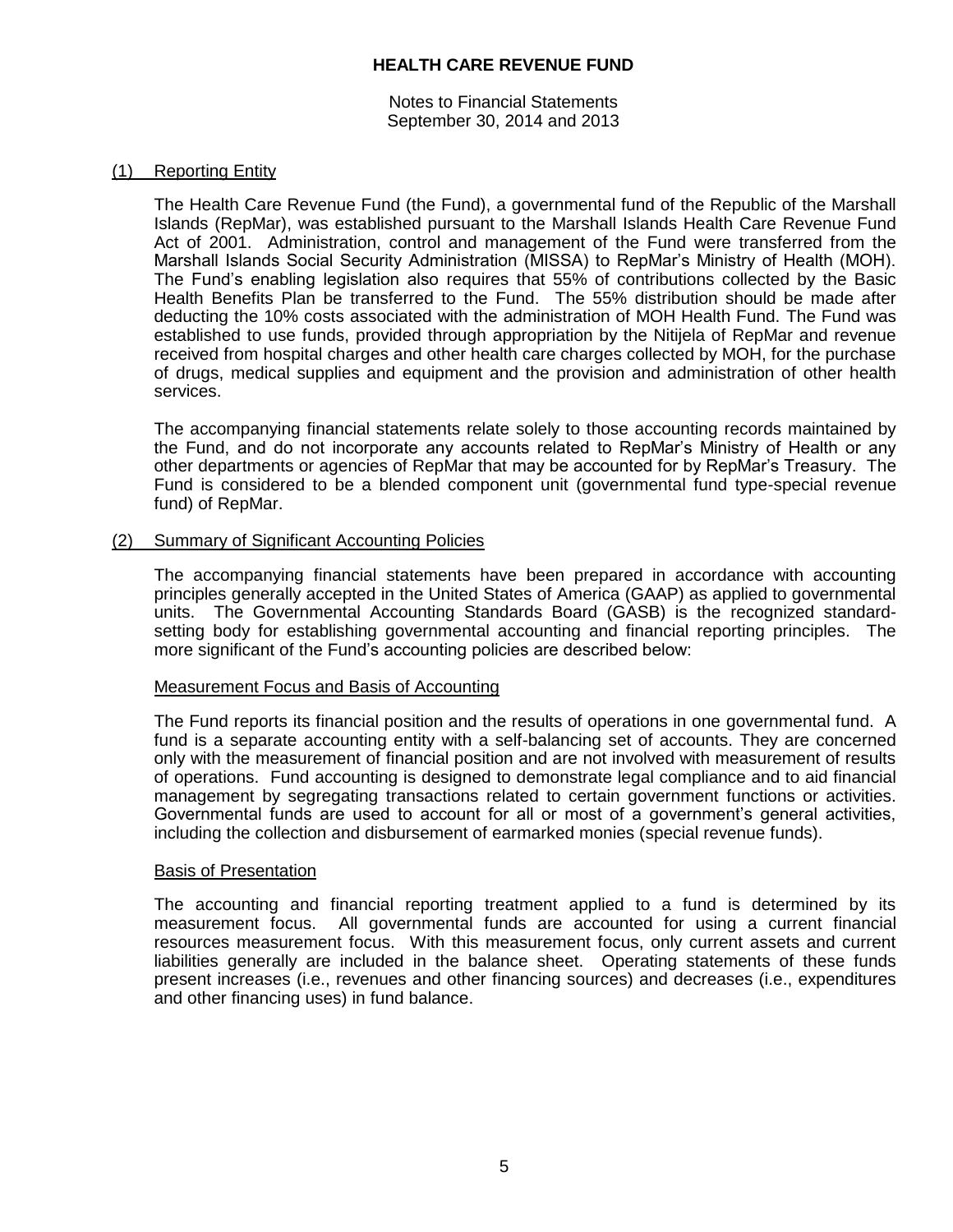# HEALTH CARE REVENUE FUND

Notes to Financial Statements
September 30, 2014 and 2013

## (1) Reporting Entity

The Health Care Revenue Fund (the Fund), a governmental fund of the Republic of the Marshall Islands (RepMar), was established pursuant to the Marshall Islands Health Care Revenue Fund Act of 2001. Administration, control and management of the Fund were transferred from the Marshall Islands Social Security Administration (MISSA) to RepMar's Ministry of Health (MOH). The Fund's enabling legislation also requires that 55% of contributions collected by the Basic Health Benefits Plan be transferred to the Fund. The 55% distribution should be made after deducting the 10% costs associated with the administration of MOH Health Fund. The Fund was established to use funds, provided through appropriation by the Nitijela of RepMar and revenue received from hospital charges and other health care charges collected by MOH, for the purchase of drugs, medical supplies and equipment and the provision and administration of other health services.

The accompanying financial statements relate solely to those accounting records maintained by the Fund, and do not incorporate any accounts related to RepMar's Ministry of Health or any other departments or agencies of RepMar that may be accounted for by RepMar's Treasury. The Fund is considered to be a blended component unit (governmental fund type-special revenue fund) of RepMar.

## (2) Summary of Significant Accounting Policies

The accompanying financial statements have been prepared in accordance with accounting principles generally accepted in the United States of America (GAAP) as applied to governmental units. The Governmental Accounting Standards Board (GASB) is the recognized standard-setting body for establishing governmental accounting and financial reporting principles. The more significant of the Fund's accounting policies are described below:

### Measurement Focus and Basis of Accounting

The Fund reports its financial position and the results of operations in one governmental fund. A fund is a separate accounting entity with a self-balancing set of accounts. They are concerned only with the measurement of financial position and are not involved with measurement of results of operations. Fund accounting is designed to demonstrate legal compliance and to aid financial management by segregating transactions related to certain government functions or activities. Governmental funds are used to account for all or most of a government's general activities, including the collection and disbursement of earmarked monies (special revenue funds).

### Basis of Presentation

The accounting and financial reporting treatment applied to a fund is determined by its measurement focus. All governmental funds are accounted for using a current financial resources measurement focus. With this measurement focus, only current assets and current liabilities generally are included in the balance sheet. Operating statements of these funds present increases (i.e., revenues and other financing sources) and decreases (i.e., expenditures and other financing uses) in fund balance.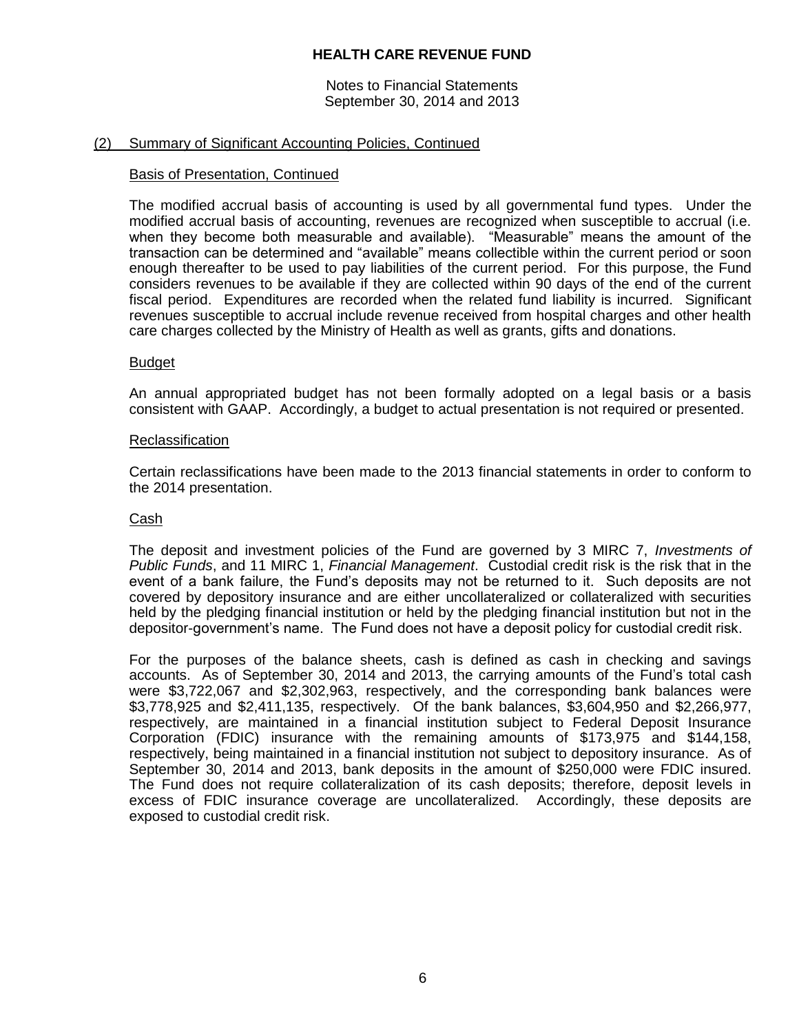(2) Summary of Significant Accounting Policies, Continued

Basis of Presentation, Continued

The modified accrual basis of accounting is used by all governmental fund types. Under the modified accrual basis of accounting, revenues are recognized when susceptible to accrual (i.e. when they become both measurable and available). "Measurable" means the amount of the transaction can be determined and "available" means collectible within the current period or soon enough thereafter to be used to pay liabilities of the current period. For this purpose, the Fund considers revenues to be available if they are collected within 90 days of the end of the current fiscal period. Expenditures are recorded when the related fund liability is incurred. Significant revenues susceptible to accrual include revenue received from hospital charges and other health care charges collected by the Ministry of Health as well as grants, gifts and donations.

Budget

An annual appropriated budget has not been formally adopted on a legal basis or a basis consistent with GAAP. Accordingly, a budget to actual presentation is not required or presented.

Reclassification

Certain reclassifications have been made to the 2013 financial statements in order to conform to the 2014 presentation.

Cash

The deposit and investment policies of the Fund are governed by 3 MIRC 7, *Investments of Public Funds*, and 11 MIRC 1, *Financial Management*. Custodial credit risk is the risk that in the event of a bank failure, the Fund's deposits may not be returned to it. Such deposits are not covered by depository insurance and are either uncollateralized or collateralized with securities held by the pledging financial institution or held by the pledging financial institution but not in the depositor-government's name. The Fund does not have a deposit policy for custodial credit risk.

For the purposes of the balance sheets, cash is defined as cash in checking and savings accounts. As of September 30, 2014 and 2013, the carrying amounts of the Fund's total cash were $3,722,067 and $2,302,963, respectively, and the corresponding bank balances were $3,778,925 and $2,411,135, respectively. Of the bank balances, $3,604,950 and $2,266,977, respectively, are maintained in a financial institution subject to Federal Deposit Insurance Corporation (FDIC) insurance with the remaining amounts of $173,975 and $144,158, respectively, being maintained in a financial institution not subject to depository insurance. As of September 30, 2014 and 2013, bank deposits in the amount of $250,000 were FDIC insured. The Fund does not require collateralization of its cash deposits; therefore, deposit levels in excess of FDIC insurance coverage are uncollateralized. Accordingly, these deposits are exposed to custodial credit risk.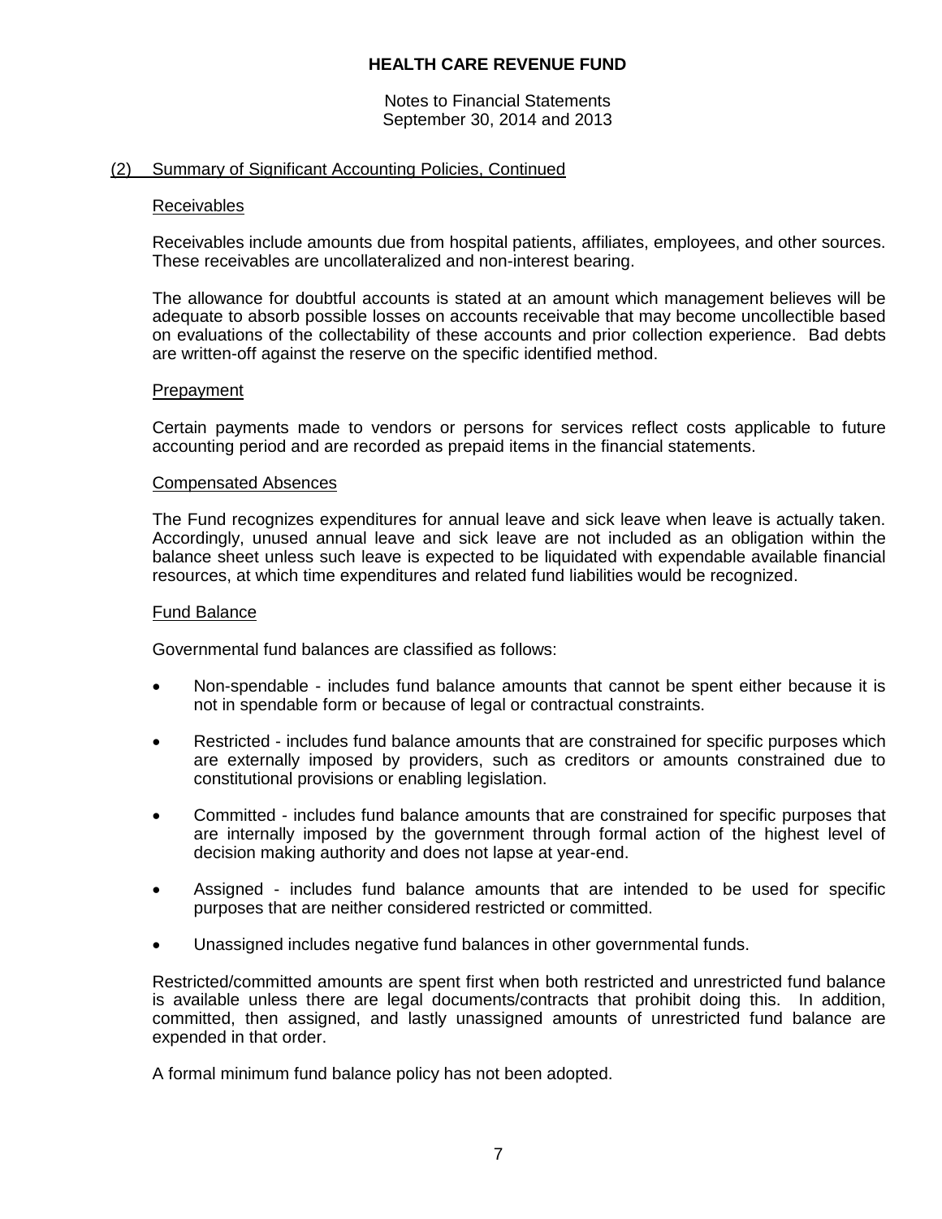## (2) Summary of Significant Accounting Policies, Continued

### Receivables

Receivables include amounts due from hospital patients, affiliates, employees, and other sources. These receivables are uncollateralized and non-interest bearing.

The allowance for doubtful accounts is stated at an amount which management believes will be adequate to absorb possible losses on accounts receivable that may become uncollectible based on evaluations of the collectability of these accounts and prior collection experience. Bad debts are written-off against the reserve on the specific identified method.

### Prepayment

Certain payments made to vendors or persons for services reflect costs applicable to future accounting period and are recorded as prepaid items in the financial statements.

### Compensated Absences

The Fund recognizes expenditures for annual leave and sick leave when leave is actually taken. Accordingly, unused annual leave and sick leave are not included as an obligation within the balance sheet unless such leave is expected to be liquidated with expendable available financial resources, at which time expenditures and related fund liabilities would be recognized.

### Fund Balance

Governmental fund balances are classified as follows:

- Non-spendable - includes fund balance amounts that cannot be spent either because it is not in spendable form or because of legal or contractual constraints.
- Restricted - includes fund balance amounts that are constrained for specific purposes which are externally imposed by providers, such as creditors or amounts constrained due to constitutional provisions or enabling legislation.
- Committed - includes fund balance amounts that are constrained for specific purposes that are internally imposed by the government through formal action of the highest level of decision making authority and does not lapse at year-end.
- Assigned - includes fund balance amounts that are intended to be used for specific purposes that are neither considered restricted or committed.
- Unassigned includes negative fund balances in other governmental funds.

Restricted/committed amounts are spent first when both restricted and unrestricted fund balance is available unless there are legal documents/contracts that prohibit doing this. In addition, committed, then assigned, and lastly unassigned amounts of unrestricted fund balance are expended in that order.

A formal minimum fund balance policy has not been adopted.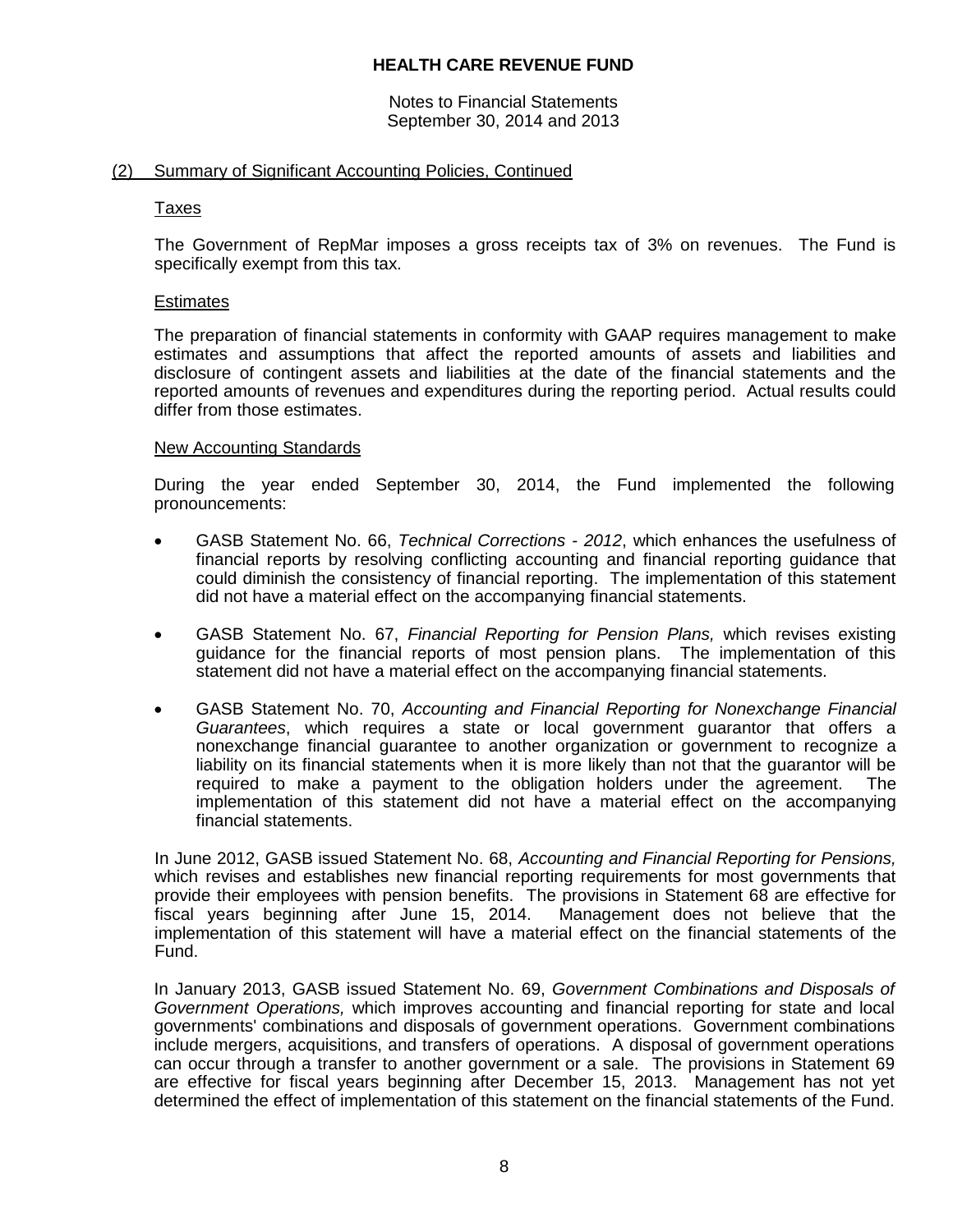## (2) Summary of Significant Accounting Policies, Continued

### Taxes

The Government of RepMar imposes a gross receipts tax of 3% on revenues. The Fund is specifically exempt from this tax.

### Estimates

The preparation of financial statements in conformity with GAAP requires management to make estimates and assumptions that affect the reported amounts of assets and liabilities and disclosure of contingent assets and liabilities at the date of the financial statements and the reported amounts of revenues and expenditures during the reporting period. Actual results could differ from those estimates.

### New Accounting Standards

During the year ended September 30, 2014, the Fund implemented the following pronouncements:

- GASB Statement No. 66, *Technical Corrections - 2012*, which enhances the usefulness of financial reports by resolving conflicting accounting and financial reporting guidance that could diminish the consistency of financial reporting. The implementation of this statement did not have a material effect on the accompanying financial statements.

- GASB Statement No. 67, *Financial Reporting for Pension Plans,* which revises existing guidance for the financial reports of most pension plans. The implementation of this statement did not have a material effect on the accompanying financial statements.

- GASB Statement No. 70, *Accounting and Financial Reporting for Nonexchange Financial Guarantees*, which requires a state or local government guarantor that offers a nonexchange financial guarantee to another organization or government to recognize a liability on its financial statements when it is more likely than not that the guarantor will be required to make a payment to the obligation holders under the agreement. The implementation of this statement did not have a material effect on the accompanying financial statements.

In June 2012, GASB issued Statement No. 68, *Accounting and Financial Reporting for Pensions,* which revises and establishes new financial reporting requirements for most governments that provide their employees with pension benefits. The provisions in Statement 68 are effective for fiscal years beginning after June 15, 2014. Management does not believe that the implementation of this statement will have a material effect on the financial statements of the Fund.

In January 2013, GASB issued Statement No. 69, *Government Combinations and Disposals of Government Operations,* which improves accounting and financial reporting for state and local governments' combinations and disposals of government operations. Government combinations include mergers, acquisitions, and transfers of operations. A disposal of government operations can occur through a transfer to another government or a sale. The provisions in Statement 69 are effective for fiscal years beginning after December 15, 2013. Management has not yet determined the effect of implementation of this statement on the financial statements of the Fund.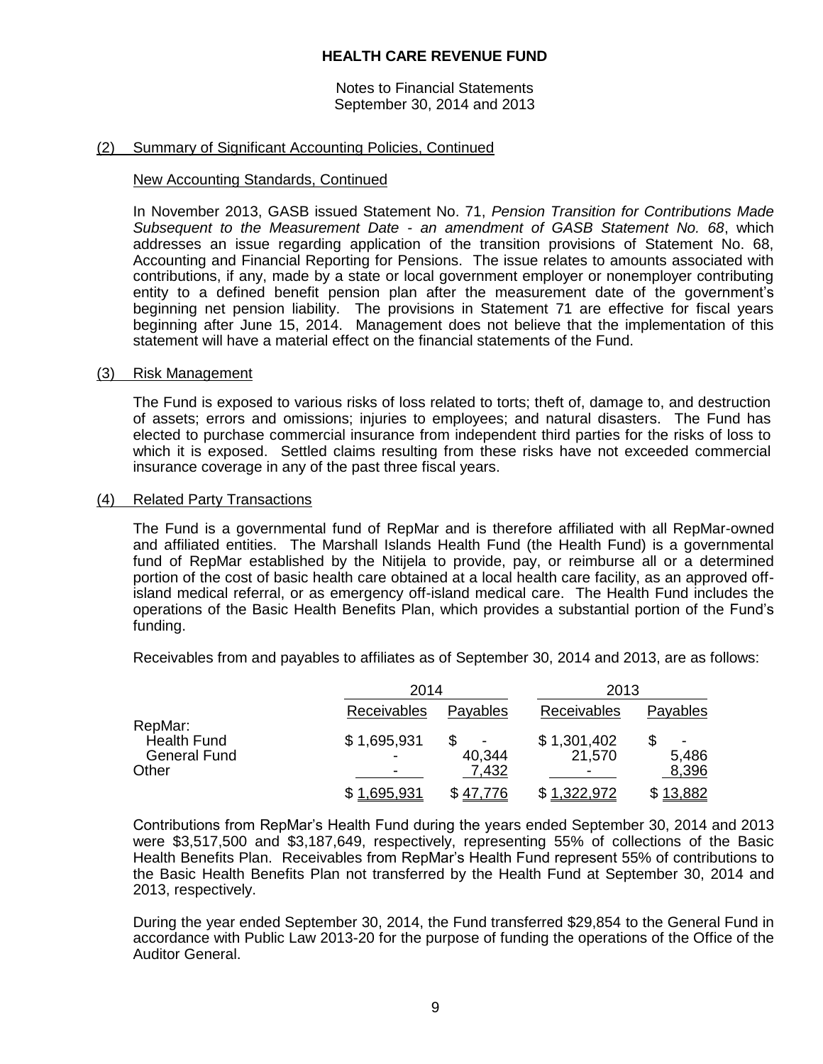# HEALTH CARE REVENUE FUND

Notes to Financial Statements
September 30, 2014 and 2013

## (2) Summary of Significant Accounting Policies, Continued

### New Accounting Standards, Continued

In November 2013, GASB issued Statement No. 71, *Pension Transition for Contributions Made Subsequent to the Measurement Date - an amendment of GASB Statement No. 68*, which addresses an issue regarding application of the transition provisions of Statement No. 68, Accounting and Financial Reporting for Pensions. The issue relates to amounts associated with contributions, if any, made by a state or local government employer or nonemployer contributing entity to a defined benefit pension plan after the measurement date of the government's beginning net pension liability. The provisions in Statement 71 are effective for fiscal years beginning after June 15, 2014. Management does not believe that the implementation of this statement will have a material effect on the financial statements of the Fund.

## (3) Risk Management

The Fund is exposed to various risks of loss related to torts; theft of, damage to, and destruction of assets; errors and omissions; injuries to employees; and natural disasters. The Fund has elected to purchase commercial insurance from independent third parties for the risks of loss to which it is exposed. Settled claims resulting from these risks have not exceeded commercial insurance coverage in any of the past three fiscal years.

## (4) Related Party Transactions

The Fund is a governmental fund of RepMar and is therefore affiliated with all RepMar-owned and affiliated entities. The Marshall Islands Health Fund (the Health Fund) is a governmental fund of RepMar established by the Nitijela to provide, pay, or reimburse all or a determined portion of the cost of basic health care obtained at a local health care facility, as an approved off-island medical referral, or as emergency off-island medical care. The Health Fund includes the operations of the Basic Health Benefits Plan, which provides a substantial portion of the Fund's funding.

Receivables from and payables to affiliates as of September 30, 2014 and 2013, are as follows:

| | 2014 | | 2013 | |
|---|---|---|---|---|
| | Receivables | Payables | Receivables | Payables |
| RepMar: | | | | |
| Health Fund | $ 1,695,931 | $ - | $ 1,301,402 | $ - |
| General Fund | - | 40,344 | 21,570 | 5,486 |
| Other | - | 7,432 | - | 8,396 |
| | $ 1,695,931 | $ 47,776 | $ 1,322,972 | $ 13,882 |

Contributions from RepMar's Health Fund during the years ended September 30, 2014 and 2013 were $3,517,500 and $3,187,649, respectively, representing 55% of collections of the Basic Health Benefits Plan. Receivables from RepMar's Health Fund represent 55% of contributions to the Basic Health Benefits Plan not transferred by the Health Fund at September 30, 2014 and 2013, respectively.

During the year ended September 30, 2014, the Fund transferred $29,854 to the General Fund in accordance with Public Law 2013-20 for the purpose of funding the operations of the Office of the Auditor General.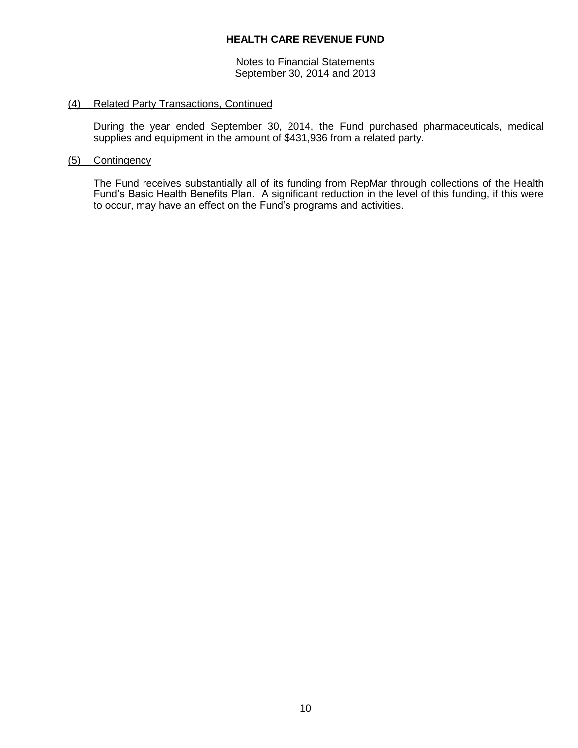## (4) Related Party Transactions, Continued

During the year ended September 30, 2014, the Fund purchased pharmaceuticals, medical supplies and equipment in the amount of $431,936 from a related party.

## (5) Contingency

The Fund receives substantially all of its funding from RepMar through collections of the Health Fund's Basic Health Benefits Plan. A significant reduction in the level of this funding, if this were to occur, may have an effect on the Fund's programs and activities.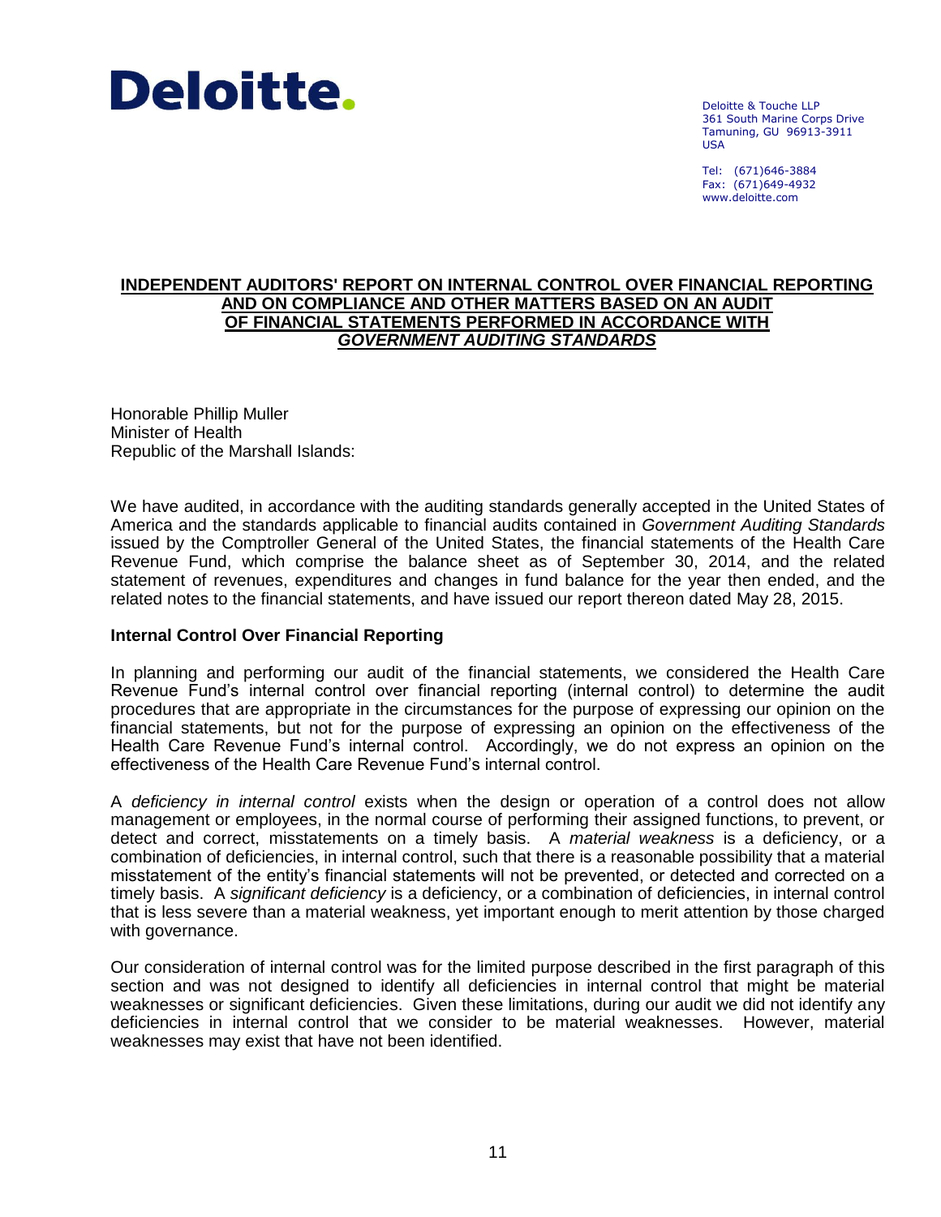Deloitte.

Deloitte & Touche LLP
361 South Marine Corps Drive
Tamuning, GU 96913-3911
USA

Tel: (671)646-3884
Fax: (671)649-4932
www.deloitte.com

## INDEPENDENT AUDITORS' REPORT ON INTERNAL CONTROL OVER FINANCIAL REPORTING AND ON COMPLIANCE AND OTHER MATTERS BASED ON AN AUDIT OF FINANCIAL STATEMENTS PERFORMED IN ACCORDANCE WITH *GOVERNMENT AUDITING STANDARDS*

Honorable Phillip Muller
Minister of Health
Republic of the Marshall Islands:

We have audited, in accordance with the auditing standards generally accepted in the United States of America and the standards applicable to financial audits contained in *Government Auditing Standards* issued by the Comptroller General of the United States, the financial statements of the Health Care Revenue Fund, which comprise the balance sheet as of September 30, 2014, and the related statement of revenues, expenditures and changes in fund balance for the year then ended, and the related notes to the financial statements, and have issued our report thereon dated May 28, 2015.

**Internal Control Over Financial Reporting**

In planning and performing our audit of the financial statements, we considered the Health Care Revenue Fund's internal control over financial reporting (internal control) to determine the audit procedures that are appropriate in the circumstances for the purpose of expressing our opinion on the financial statements, but not for the purpose of expressing an opinion on the effectiveness of the Health Care Revenue Fund's internal control. Accordingly, we do not express an opinion on the effectiveness of the Health Care Revenue Fund's internal control.

A *deficiency in internal control* exists when the design or operation of a control does not allow management or employees, in the normal course of performing their assigned functions, to prevent, or detect and correct, misstatements on a timely basis. A *material weakness* is a deficiency, or a combination of deficiencies, in internal control, such that there is a reasonable possibility that a material misstatement of the entity's financial statements will not be prevented, or detected and corrected on a timely basis. A *significant deficiency* is a deficiency, or a combination of deficiencies, in internal control that is less severe than a material weakness, yet important enough to merit attention by those charged with governance.

Our consideration of internal control was for the limited purpose described in the first paragraph of this section and was not designed to identify all deficiencies in internal control that might be material weaknesses or significant deficiencies. Given these limitations, during our audit we did not identify any deficiencies in internal control that we consider to be material weaknesses. However, material weaknesses may exist that have not been identified.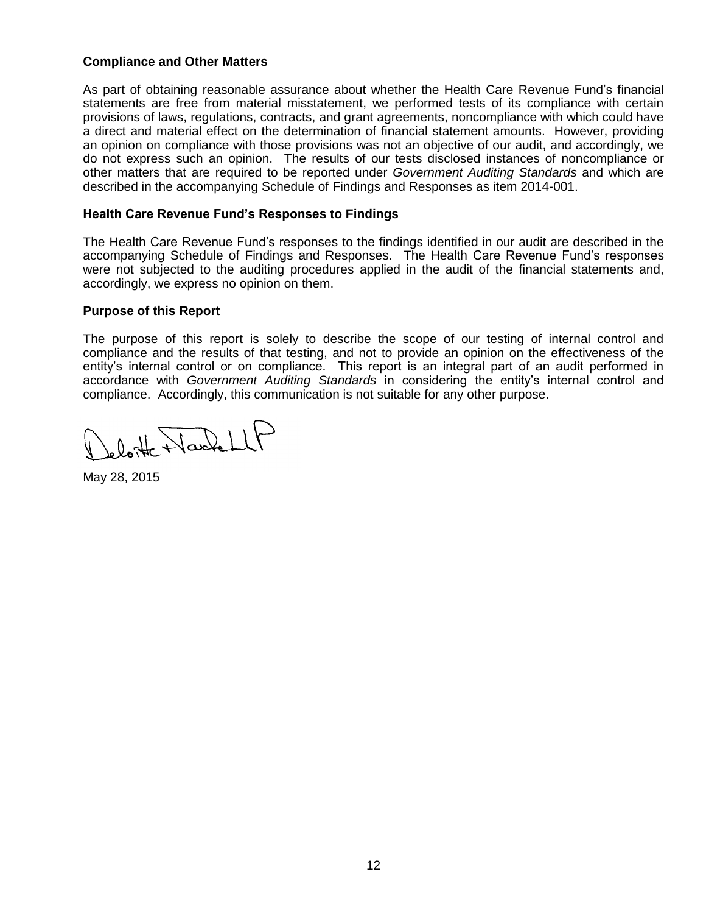### Compliance and Other Matters

As part of obtaining reasonable assurance about whether the Health Care Revenue Fund's financial statements are free from material misstatement, we performed tests of its compliance with certain provisions of laws, regulations, contracts, and grant agreements, noncompliance with which could have a direct and material effect on the determination of financial statement amounts. However, providing an opinion on compliance with those provisions was not an objective of our audit, and accordingly, we do not express such an opinion. The results of our tests disclosed instances of noncompliance or other matters that are required to be reported under *Government Auditing Standards* and which are described in the accompanying Schedule of Findings and Responses as item 2014-001.

### Health Care Revenue Fund's Responses to Findings

The Health Care Revenue Fund's responses to the findings identified in our audit are described in the accompanying Schedule of Findings and Responses. The Health Care Revenue Fund's responses were not subjected to the auditing procedures applied in the audit of the financial statements and, accordingly, we express no opinion on them.

### Purpose of this Report

The purpose of this report is solely to describe the scope of our testing of internal control and compliance and the results of that testing, and not to provide an opinion on the effectiveness of the entity's internal control or on compliance. This report is an integral part of an audit performed in accordance with *Government Auditing Standards* in considering the entity's internal control and compliance. Accordingly, this communication is not suitable for any other purpose.

Deloitte & Touche LLP

May 28, 2015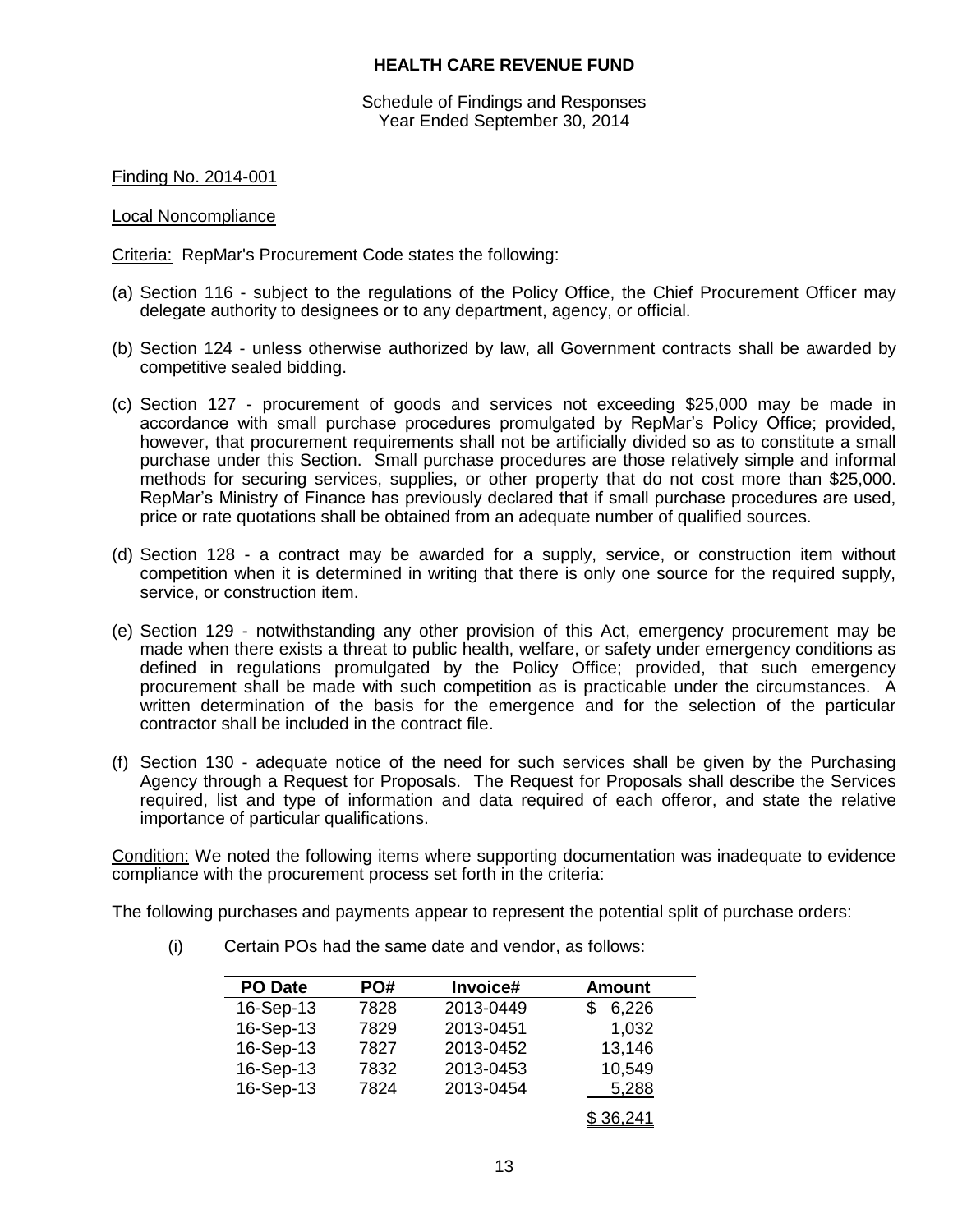**HEALTH CARE REVENUE FUND**

Schedule of Findings and Responses
Year Ended September 30, 2014

Finding No. 2014-001

Local Noncompliance

Criteria: RepMar's Procurement Code states the following:

(a) Section 116 - subject to the regulations of the Policy Office, the Chief Procurement Officer may delegate authority to designees or to any department, agency, or official.

(b) Section 124 - unless otherwise authorized by law, all Government contracts shall be awarded by competitive sealed bidding.

(c) Section 127 - procurement of goods and services not exceeding $25,000 may be made in accordance with small purchase procedures promulgated by RepMar's Policy Office; provided, however, that procurement requirements shall not be artificially divided so as to constitute a small purchase under this Section. Small purchase procedures are those relatively simple and informal methods for securing services, supplies, or other property that do not cost more than $25,000. RepMar's Ministry of Finance has previously declared that if small purchase procedures are used, price or rate quotations shall be obtained from an adequate number of qualified sources.

(d) Section 128 - a contract may be awarded for a supply, service, or construction item without competition when it is determined in writing that there is only one source for the required supply, service, or construction item.

(e) Section 129 - notwithstanding any other provision of this Act, emergency procurement may be made when there exists a threat to public health, welfare, or safety under emergency conditions as defined in regulations promulgated by the Policy Office; provided, that such emergency procurement shall be made with such competition as is practicable under the circumstances. A written determination of the basis for the emergence and for the selection of the particular contractor shall be included in the contract file.

(f) Section 130 - adequate notice of the need for such services shall be given by the Purchasing Agency through a Request for Proposals. The Request for Proposals shall describe the Services required, list and type of information and data required of each offeror, and state the relative importance of particular qualifications.

Condition: We noted the following items where supporting documentation was inadequate to evidence compliance with the procurement process set forth in the criteria:

The following purchases and payments appear to represent the potential split of purchase orders:

(i) Certain POs had the same date and vendor, as follows:

| PO Date | PO# | Invoice# | Amount |
|---|---|---|---|
| 16-Sep-13 | 7828 | 2013-0449 | $ 6,226 |
| 16-Sep-13 | 7829 | 2013-0451 | 1,032 |
| 16-Sep-13 | 7827 | 2013-0452 | 13,146 |
| 16-Sep-13 | 7832 | 2013-0453 | 10,549 |
| 16-Sep-13 | 7824 | 2013-0454 | 5,288 |
| | | | $ 36,241 |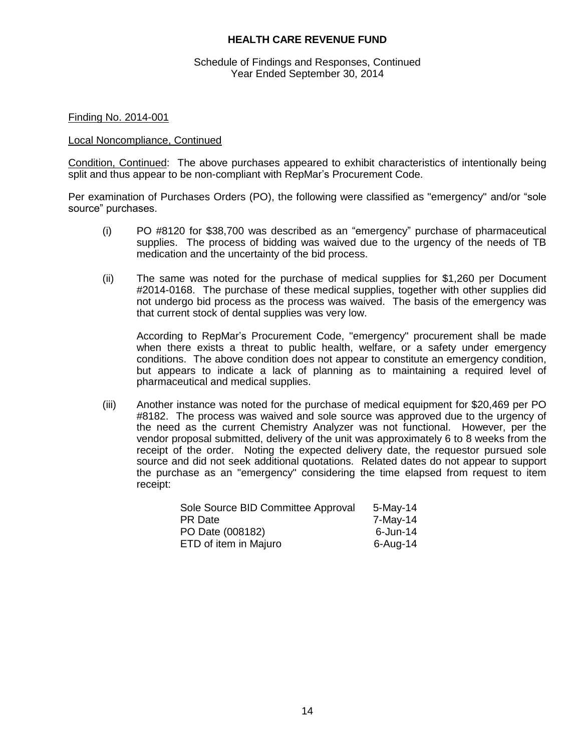## HEALTH CARE REVENUE FUND

Schedule of Findings and Responses, Continued
Year Ended September 30, 2014

Finding No. 2014-001

Local Noncompliance, Continued

Condition, Continued: The above purchases appeared to exhibit characteristics of intentionally being split and thus appear to be non-compliant with RepMar's Procurement Code.

Per examination of Purchases Orders (PO), the following were classified as "emergency" and/or "sole source" purchases.

(i) PO #8120 for $38,700 was described as an "emergency" purchase of pharmaceutical supplies. The process of bidding was waived due to the urgency of the needs of TB medication and the uncertainty of the bid process.

(ii) The same was noted for the purchase of medical supplies for $1,260 per Document #2014-0168. The purchase of these medical supplies, together with other supplies did not undergo bid process as the process was waived. The basis of the emergency was that current stock of dental supplies was very low.

According to RepMar's Procurement Code, "emergency" procurement shall be made when there exists a threat to public health, welfare, or a safety under emergency conditions. The above condition does not appear to constitute an emergency condition, but appears to indicate a lack of planning as to maintaining a required level of pharmaceutical and medical supplies.

(iii) Another instance was noted for the purchase of medical equipment for $20,469 per PO #8182. The process was waived and sole source was approved due to the urgency of the need as the current Chemistry Analyzer was not functional. However, per the vendor proposal submitted, delivery of the unit was approximately 6 to 8 weeks from the receipt of the order. Noting the expected delivery date, the requestor pursued sole source and did not seek additional quotations. Related dates do not appear to support the purchase as an "emergency" considering the time elapsed from request to item receipt:

| | |
|---|---|
| Sole Source BID Committee Approval | 5-May-14 |
| PR Date | 7-May-14 |
| PO Date (008182) | 6-Jun-14 |
| ETD of item in Majuro | 6-Aug-14 |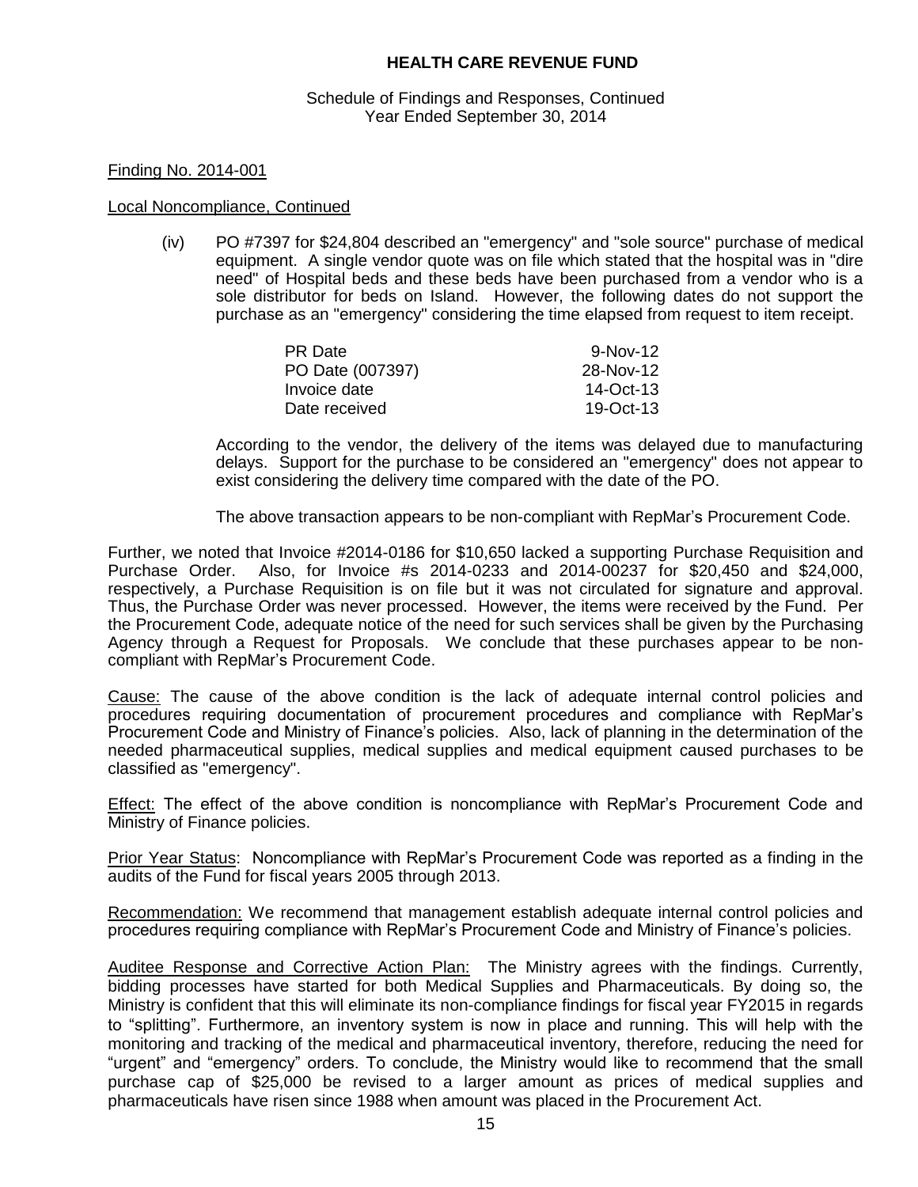# HEALTH CARE REVENUE FUND

Schedule of Findings and Responses, Continued
Year Ended September 30, 2014

Finding No. 2014-001

Local Noncompliance, Continued

(iv) PO #7397 for $24,804 described an "emergency" and "sole source" purchase of medical equipment. A single vendor quote was on file which stated that the hospital was in "dire need" of Hospital beds and these beds have been purchased from a vendor who is a sole distributor for beds on Island. However, the following dates do not support the purchase as an "emergency" considering the time elapsed from request to item receipt.

| | |
|---|---|
| PR Date | 9-Nov-12 |
| PO Date (007397) | 28-Nov-12 |
| Invoice date | 14-Oct-13 |
| Date received | 19-Oct-13 |

According to the vendor, the delivery of the items was delayed due to manufacturing delays. Support for the purchase to be considered an "emergency" does not appear to exist considering the delivery time compared with the date of the PO.

The above transaction appears to be non-compliant with RepMar's Procurement Code.

Further, we noted that Invoice #2014-0186 for $10,650 lacked a supporting Purchase Requisition and Purchase Order. Also, for Invoice #s 2014-0233 and 2014-00237 for $20,450 and $24,000, respectively, a Purchase Requisition is on file but it was not circulated for signature and approval. Thus, the Purchase Order was never processed. However, the items were received by the Fund. Per the Procurement Code, adequate notice of the need for such services shall be given by the Purchasing Agency through a Request for Proposals. We conclude that these purchases appear to be non-compliant with RepMar's Procurement Code.

Cause: The cause of the above condition is the lack of adequate internal control policies and procedures requiring documentation of procurement procedures and compliance with RepMar's Procurement Code and Ministry of Finance's policies. Also, lack of planning in the determination of the needed pharmaceutical supplies, medical supplies and medical equipment caused purchases to be classified as "emergency".

Effect: The effect of the above condition is noncompliance with RepMar's Procurement Code and Ministry of Finance policies.

Prior Year Status: Noncompliance with RepMar's Procurement Code was reported as a finding in the audits of the Fund for fiscal years 2005 through 2013.

Recommendation: We recommend that management establish adequate internal control policies and procedures requiring compliance with RepMar's Procurement Code and Ministry of Finance's policies.

Auditee Response and Corrective Action Plan: The Ministry agrees with the findings. Currently, bidding processes have started for both Medical Supplies and Pharmaceuticals. By doing so, the Ministry is confident that this will eliminate its non-compliance findings for fiscal year FY2015 in regards to "splitting". Furthermore, an inventory system is now in place and running. This will help with the monitoring and tracking of the medical and pharmaceutical inventory, therefore, reducing the need for "urgent" and "emergency" orders. To conclude, the Ministry would like to recommend that the small purchase cap of $25,000 be revised to a larger amount as prices of medical supplies and pharmaceuticals have risen since 1988 when amount was placed in the Procurement Act.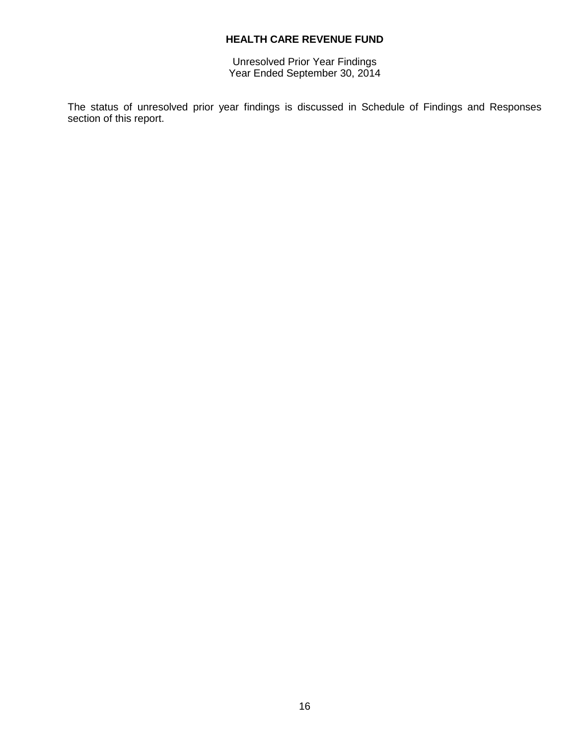# HEALTH CARE REVENUE FUND

Unresolved Prior Year Findings
Year Ended September 30, 2014

The status of unresolved prior year findings is discussed in Schedule of Findings and Responses section of this report.